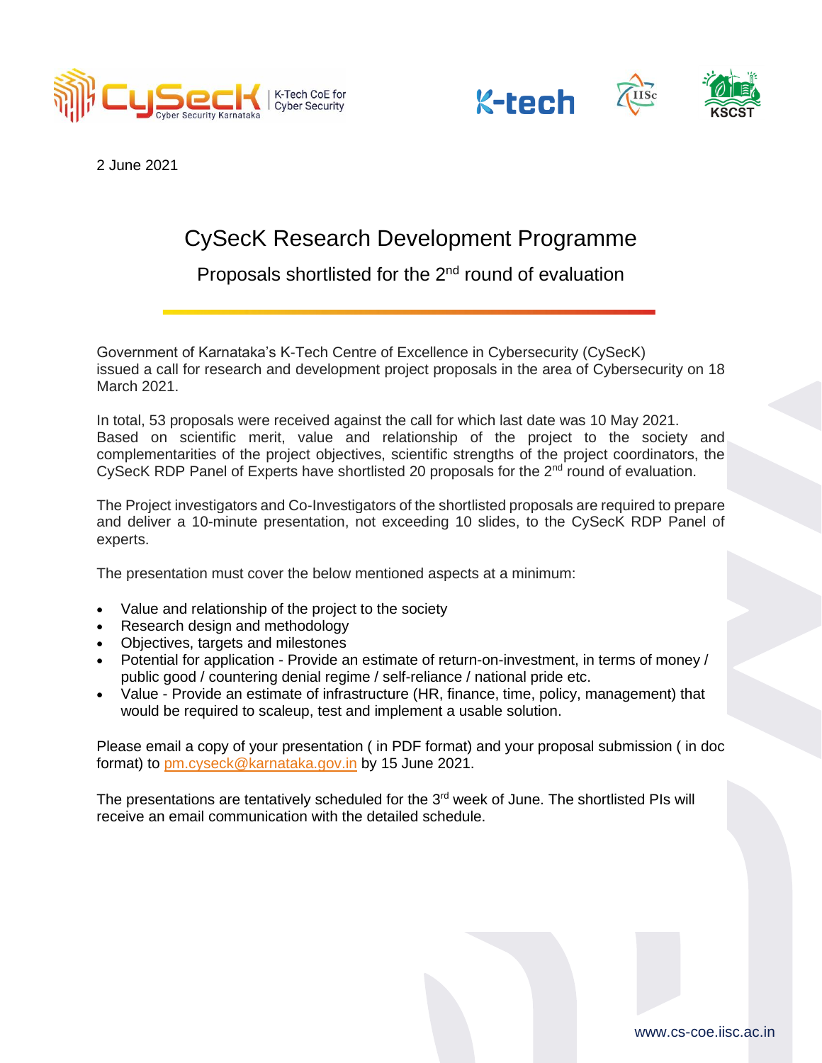2 June 2021

# CysecK Research Development Programme

## Proposals shortlisted for the 2nd round of evaluation

Government of Karnataka's K-Tech Centre of Excellence in Cybersecurity (CySecK) issued a call for research and development project proposals in the area of Cybersecurity on 18 March 2021.

In total, 53 proposals were received against the call for which last date was 10 May 2021. Based on scientific merit, value and relationship of the project to the society and complementarities of the project objectives, scientific strengths of the project coordinators, the CySecK RDP Panel of Experts have shortlisted 20 proposals for the 2nd round of evaluation.

The Project investigators and Co-Investigators of the shortlisted proposals are required to prepare and deliver a 10-minute presentation, not exceeding 10 slides, to the CySecK RDP Panel of experts.

The presentation must cover the below mentioned aspects at a minimum:

- Value and relationship of the project to the society
- Research design and methodology
- Objectives, targets and milestones
- Potential for application - Provide an estimate of return-on-investment, in terms of money / public good / countering denial regime / self-reliance / national pride etc.
- Value - Provide an estimate of infrastructure (HR, finance, time, policy, management) that would be required to scaleup, test and implement a usable solution.

Please email a copy of your presentation ( in PDF format) and your proposal submission ( in doc format) to pm.cyseck@karnataka.gov.in by 15 June 2021.

The presentations are tentatively scheduled for the 3rd week of June. The shortlisted PIs will receive an email communication with the detailed schedule.

www.cs-coe.iisc.ac.in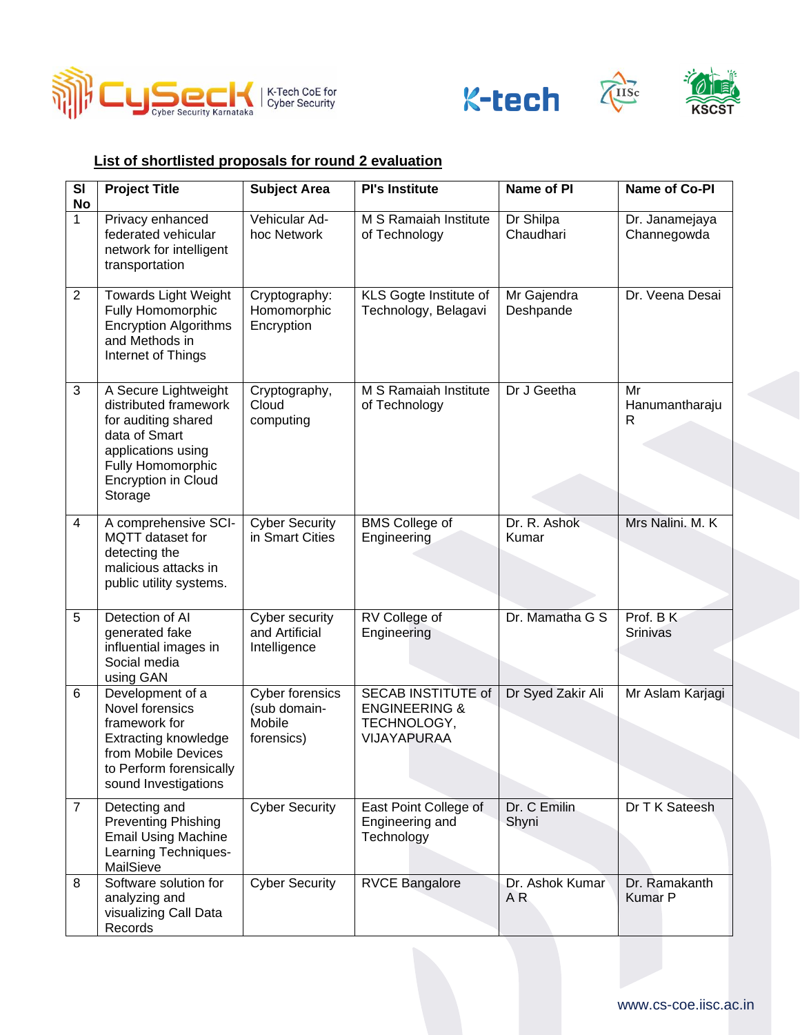## List of shortlisted proposals for round 2 evaluation

| Sl No | Project Title | Subject Area | PI's Institute | Name of PI | Name of Co-PI |
|---|---|---|---|---|---|
| 1 | Privacy enhanced federated vehicular network for intelligent transportation | Vehicular Ad-hoc Network | M S Ramaiah Institute of Technology | Dr Shilpa Chaudhari | Dr. Janamejaya Channegowda |
| 2 | Towards Light Weight Fully Homomorphic Encryption Algorithms and Methods in Internet of Things | Cryptography: Homomorphic Encryption | KLS Gogte Institute of Technology, Belagavi | Mr Gajendra Deshpande | Dr. Veena Desai |
| 3 | A Secure Lightweight distributed framework for auditing shared data of Smart applications using Fully Homomorphic Encryption in Cloud Storage | Cryptography, Cloud computing | M S Ramaiah Institute of Technology | Dr J Geetha | Mr Hanumantharaju R |
| 4 | A comprehensive SCI-MQTT dataset for detecting the malicious attacks in public utility systems. | Cyber Security in Smart Cities | BMS College of Engineering | Dr. R. Ashok Kumar | Mrs Nalini. M. K |
| 5 | Detection of AI generated fake influential images in Social media using GAN | Cyber security and Artificial Intelligence | RV College of Engineering | Dr. Mamatha G S | Prof. B K Srinivas |
| 6 | Development of a Novel forensics framework for Extracting knowledge from Mobile Devices to Perform forensically sound Investigations | Cyber forensics (sub domain-Mobile forensics) | SECAB INSTITUTE of ENGINEERING & TECHNOLOGY, VIJAYAPURAA | Dr Syed Zakir Ali | Mr Aslam Karjagi |
| 7 | Detecting and Preventing Phishing Email Using Machine Learning Techniques-MailSieve | Cyber Security | East Point College of Engineering and Technology | Dr. C Emilin Shyni | Dr T K Sateesh |
| 8 | Software solution for analyzing and visualizing Call Data Records | Cyber Security | RVCE Bangalore | Dr. Ashok Kumar A R | Dr. Ramakanth Kumar P |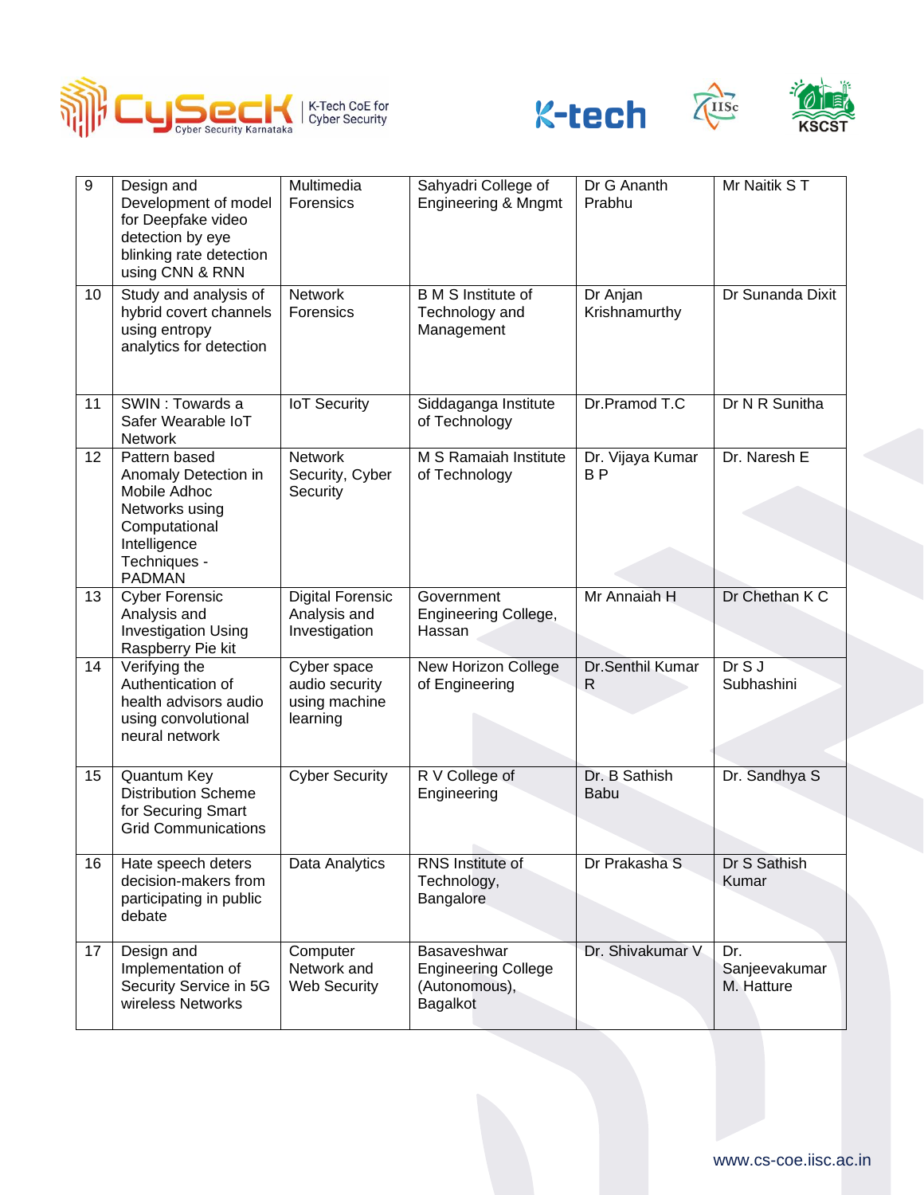| 9 | Design and Development of model for Deepfake video detection by eye blinking rate detection using CNN & RNN | Multimedia Forensics | Sahyadri College of Engineering & Mngmt | Dr G Ananth Prabhu | Mr Naitik S T |
|---|---|---|---|---|---|
| 10 | Study and analysis of hybrid covert channels using entropy analytics for detection | Network Forensics | B M S Institute of Technology and Management | Dr Anjan Krishnamurthy | Dr Sunanda Dixit |
| 11 | SWIN : Towards a Safer Wearable IoT Network | IoT Security | Siddaganga Institute of Technology | Dr.Pramod T.C | Dr N R Sunitha |
| 12 | Pattern based Anomaly Detection in Mobile Adhoc Networks using Computational Intelligence Techniques - PADMAN | Network Security, Cyber Security | M S Ramaiah Institute of Technology | Dr. Vijaya Kumar B P | Dr. Naresh E |
| 13 | Cyber Forensic Analysis and Investigation Using Raspberry Pie kit | Digital Forensic Analysis and Investigation | Government Engineering College, Hassan | Mr Annaiah H | Dr Chethan K C |
| 14 | Verifying the Authentication of health advisors audio using convolutional neural network | Cyber space audio security using machine learning | New Horizon College of Engineering | Dr.Senthil Kumar R | Dr S J Subhashini |
| 15 | Quantum Key Distribution Scheme for Securing Smart Grid Communications | Cyber Security | R V College of Engineering | Dr. B Sathish Babu | Dr. Sandhya S |
| 16 | Hate speech deters decision-makers from participating in public debate | Data Analytics | RNS Institute of Technology, Bangalore | Dr Prakasha S | Dr S Sathish Kumar |
| 17 | Design and Implementation of Security Service in 5G wireless Networks | Computer Network and Web Security | Basaveshwar Engineering College (Autonomous), Bagalkot | Dr. Shivakumar V | Dr. Sanjeevakumar M. Hatture |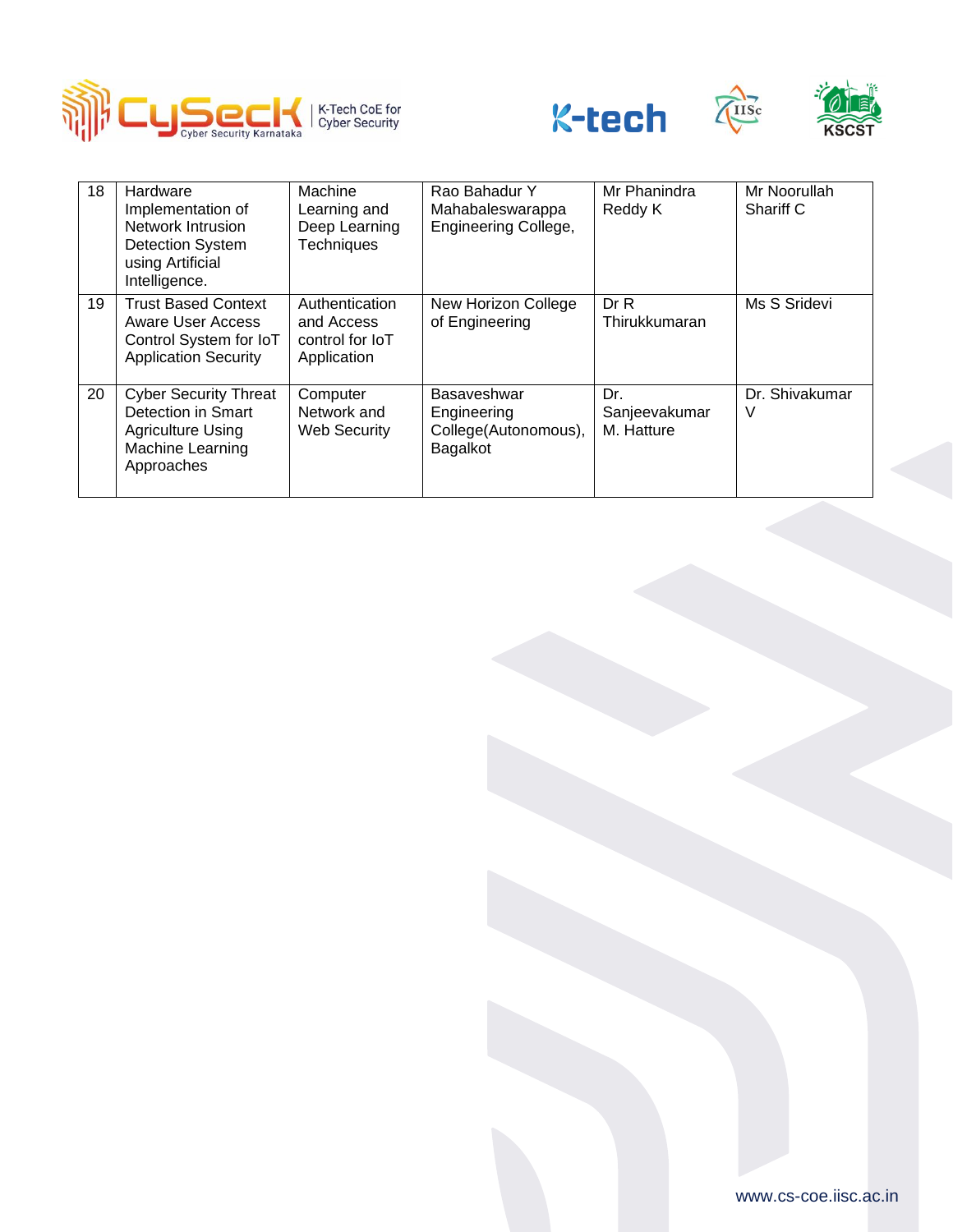| | | | | | |
|---|---|---|---|---|---|
| 18 | Hardware Implementation of Network Intrusion Detection System using Artificial Intelligence. | Machine Learning and Deep Learning Techniques | Rao Bahadur Y Mahabaleswarappa Engineering College, | Mr Phanindra Reddy K | Mr Noorullah Shariff C |
| 19 | Trust Based Context Aware User Access Control System for IoT Application Security | Authentication and Access control for IoT Application | New Horizon College of Engineering | Dr R Thirukkumaran | Ms S Sridevi |
| 20 | Cyber Security Threat Detection in Smart Agriculture Using Machine Learning Approaches | Computer Network and Web Security | Basaveshwar Engineering College(Autonomous), Bagalkot | Dr. Sanjeevakumar M. Hatture | Dr. Shivakumar V |